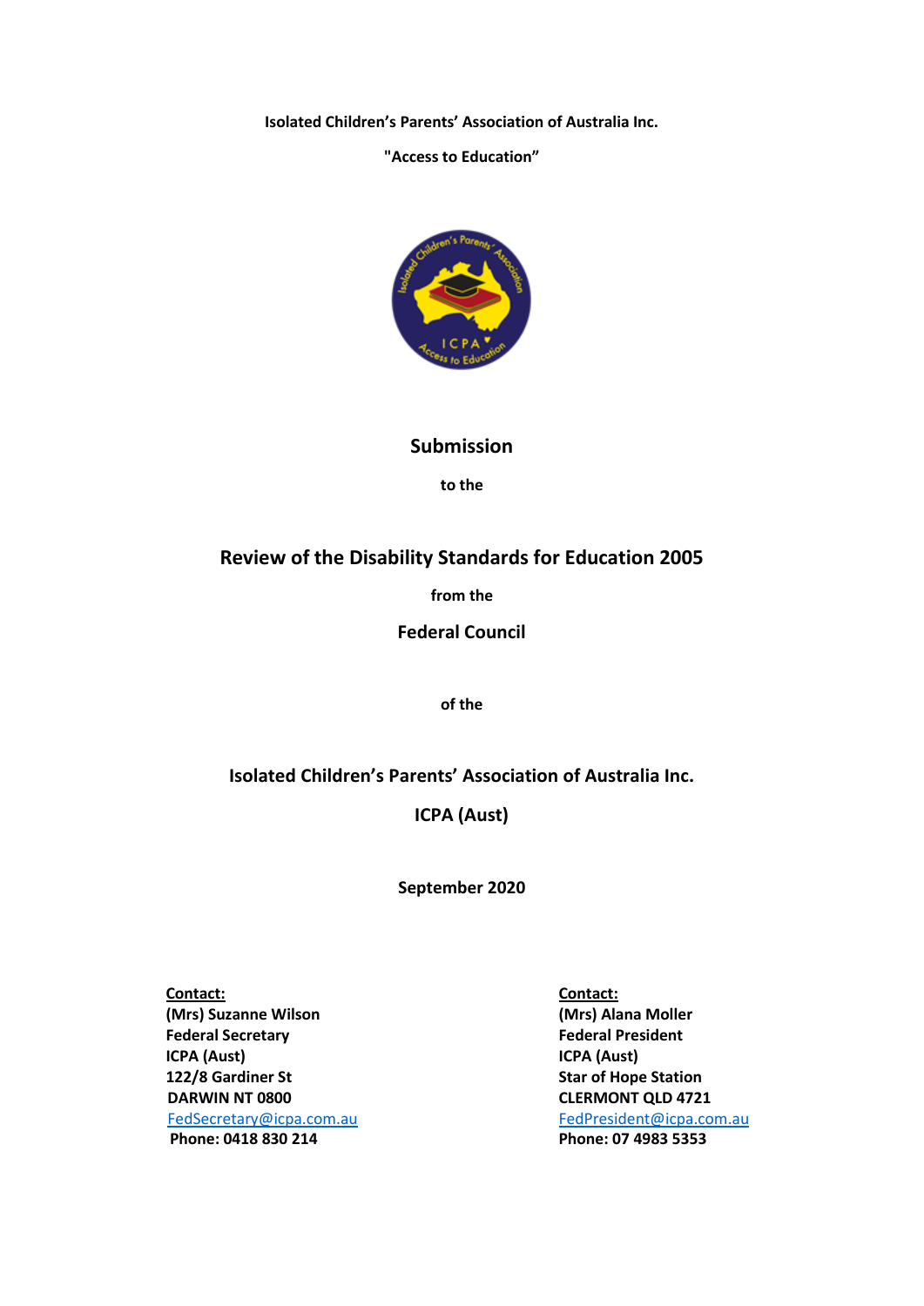**Isolated Children's Parents' Association of Australia Inc.**

**"Access to Education"**

## Submission

**to the**

## Review of the Disability Standards for Education 2005

**from the**

## Federal Council

**of the**

## Isolated Children's Parents' Association of Australia Inc.

## ICPA (Aust)

**September 2020**

**Contact:**
**(Mrs) Suzanne Wilson**
**Federal Secretary**
**ICPA (Aust)**
**122/8 Gardiner St**
**DARWIN NT 0800**
FedSecretary@icpa.com.au
**Phone: 0418 830 214**

**Contact:**
**(Mrs) Alana Moller**
**Federal President**
**ICPA (Aust)**
**Star of Hope Station**
**CLERMONT QLD 4721**
FedPresident@icpa.com.au
**Phone: 07 4983 5353**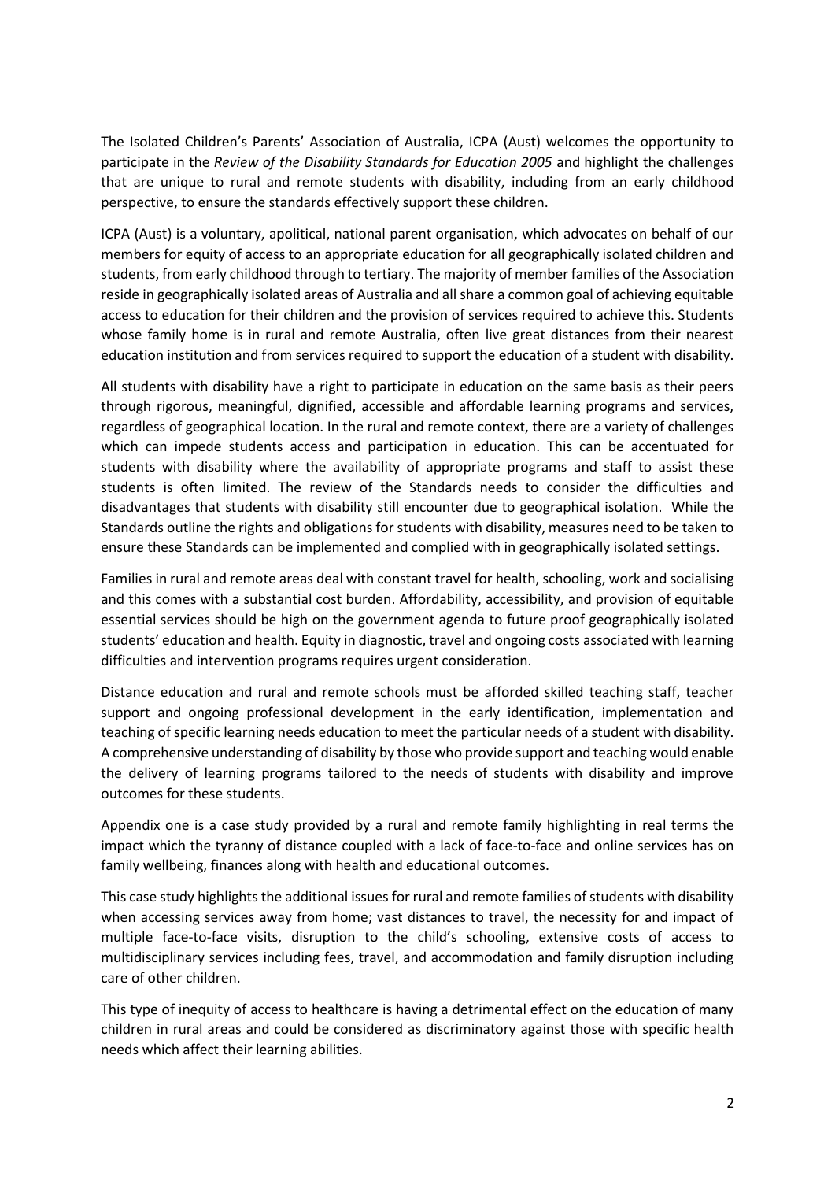The Isolated Children's Parents' Association of Australia, ICPA (Aust) welcomes the opportunity to participate in the *Review of the Disability Standards for Education 2005* and highlight the challenges that are unique to rural and remote students with disability, including from an early childhood perspective, to ensure the standards effectively support these children.

ICPA (Aust) is a voluntary, apolitical, national parent organisation, which advocates on behalf of our members for equity of access to an appropriate education for all geographically isolated children and students, from early childhood through to tertiary. The majority of member families of the Association reside in geographically isolated areas of Australia and all share a common goal of achieving equitable access to education for their children and the provision of services required to achieve this. Students whose family home is in rural and remote Australia, often live great distances from their nearest education institution and from services required to support the education of a student with disability.

All students with disability have a right to participate in education on the same basis as their peers through rigorous, meaningful, dignified, accessible and affordable learning programs and services, regardless of geographical location. In the rural and remote context, there are a variety of challenges which can impede students access and participation in education. This can be accentuated for students with disability where the availability of appropriate programs and staff to assist these students is often limited. The review of the Standards needs to consider the difficulties and disadvantages that students with disability still encounter due to geographical isolation. While the Standards outline the rights and obligations for students with disability, measures need to be taken to ensure these Standards can be implemented and complied with in geographically isolated settings.

Families in rural and remote areas deal with constant travel for health, schooling, work and socialising and this comes with a substantial cost burden. Affordability, accessibility, and provision of equitable essential services should be high on the government agenda to future proof geographically isolated students' education and health. Equity in diagnostic, travel and ongoing costs associated with learning difficulties and intervention programs requires urgent consideration.

Distance education and rural and remote schools must be afforded skilled teaching staff, teacher support and ongoing professional development in the early identification, implementation and teaching of specific learning needs education to meet the particular needs of a student with disability. A comprehensive understanding of disability by those who provide support and teaching would enable the delivery of learning programs tailored to the needs of students with disability and improve outcomes for these students.

Appendix one is a case study provided by a rural and remote family highlighting in real terms the impact which the tyranny of distance coupled with a lack of face-to-face and online services has on family wellbeing, finances along with health and educational outcomes.

This case study highlights the additional issues for rural and remote families of students with disability when accessing services away from home; vast distances to travel, the necessity for and impact of multiple face-to-face visits, disruption to the child's schooling, extensive costs of access to multidisciplinary services including fees, travel, and accommodation and family disruption including care of other children.

This type of inequity of access to healthcare is having a detrimental effect on the education of many children in rural areas and could be considered as discriminatory against those with specific health needs which affect their learning abilities.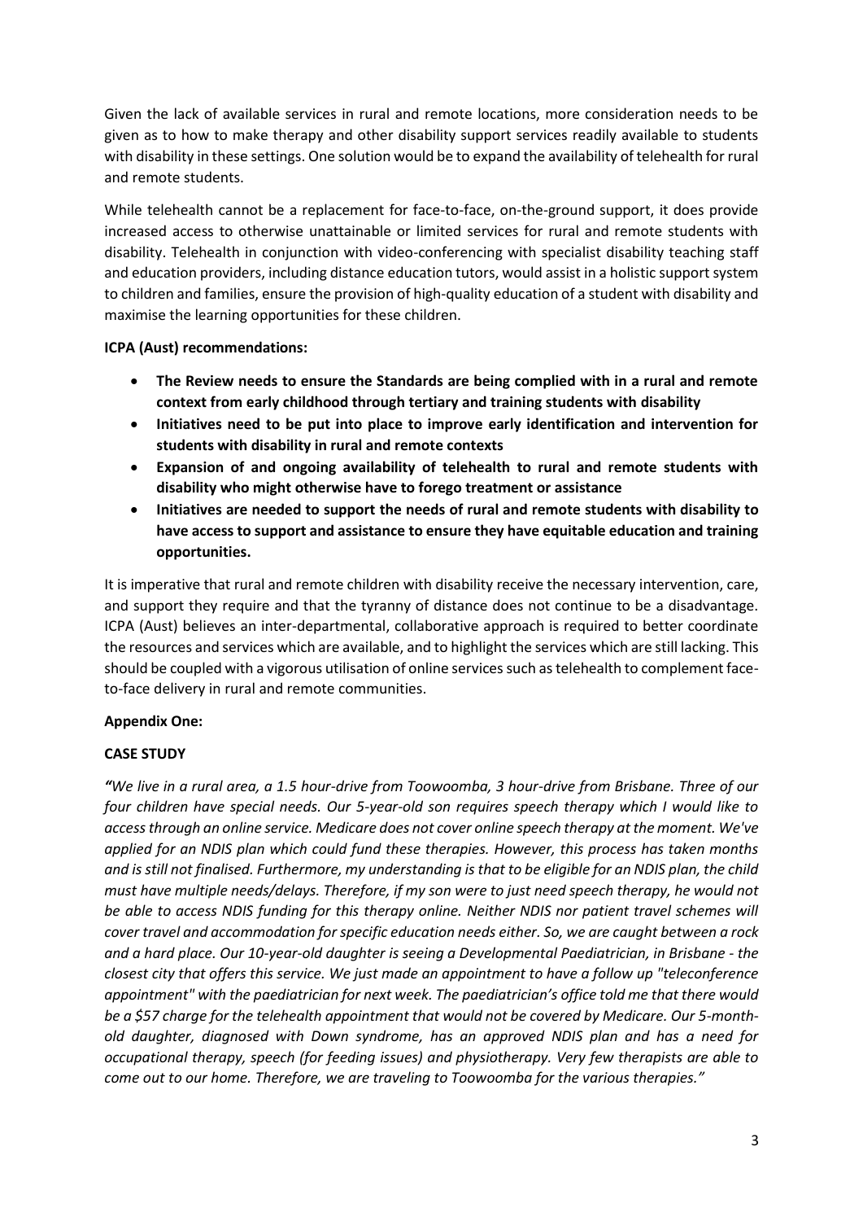Given the lack of available services in rural and remote locations, more consideration needs to be given as to how to make therapy and other disability support services readily available to students with disability in these settings. One solution would be to expand the availability of telehealth for rural and remote students.

While telehealth cannot be a replacement for face-to-face, on-the-ground support, it does provide increased access to otherwise unattainable or limited services for rural and remote students with disability. Telehealth in conjunction with video-conferencing with specialist disability teaching staff and education providers, including distance education tutors, would assist in a holistic support system to children and families, ensure the provision of high-quality education of a student with disability and maximise the learning opportunities for these children.

**ICPA (Aust) recommendations:**

- **The Review needs to ensure the Standards are being complied with in a rural and remote context from early childhood through tertiary and training students with disability**
- **Initiatives need to be put into place to improve early identification and intervention for students with disability in rural and remote contexts**
- **Expansion of and ongoing availability of telehealth to rural and remote students with disability who might otherwise have to forego treatment or assistance**
- **Initiatives are needed to support the needs of rural and remote students with disability to have access to support and assistance to ensure they have equitable education and training opportunities.**

It is imperative that rural and remote children with disability receive the necessary intervention, care, and support they require and that the tyranny of distance does not continue to be a disadvantage. ICPA (Aust) believes an inter-departmental, collaborative approach is required to better coordinate the resources and services which are available, and to highlight the services which are still lacking. This should be coupled with a vigorous utilisation of online services such as telehealth to complement face-to-face delivery in rural and remote communities.

**Appendix One:**

**CASE STUDY**

*"We live in a rural area, a 1.5 hour-drive from Toowoomba, 3 hour-drive from Brisbane. Three of our four children have special needs. Our 5-year-old son requires speech therapy which I would like to access through an online service. Medicare does not cover online speech therapy at the moment. We've applied for an NDIS plan which could fund these therapies. However, this process has taken months and is still not finalised. Furthermore, my understanding is that to be eligible for an NDIS plan, the child must have multiple needs/delays. Therefore, if my son were to just need speech therapy, he would not be able to access NDIS funding for this therapy online. Neither NDIS nor patient travel schemes will cover travel and accommodation for specific education needs either. So, we are caught between a rock and a hard place. Our 10-year-old daughter is seeing a Developmental Paediatrician, in Brisbane - the closest city that offers this service. We just made an appointment to have a follow up "teleconference appointment" with the paediatrician for next week. The paediatrician's office told me that there would be a $57 charge for the telehealth appointment that would not be covered by Medicare. Our 5-month-old daughter, diagnosed with Down syndrome, has an approved NDIS plan and has a need for occupational therapy, speech (for feeding issues) and physiotherapy. Very few therapists are able to come out to our home. Therefore, we are traveling to Toowoomba for the various therapies."*